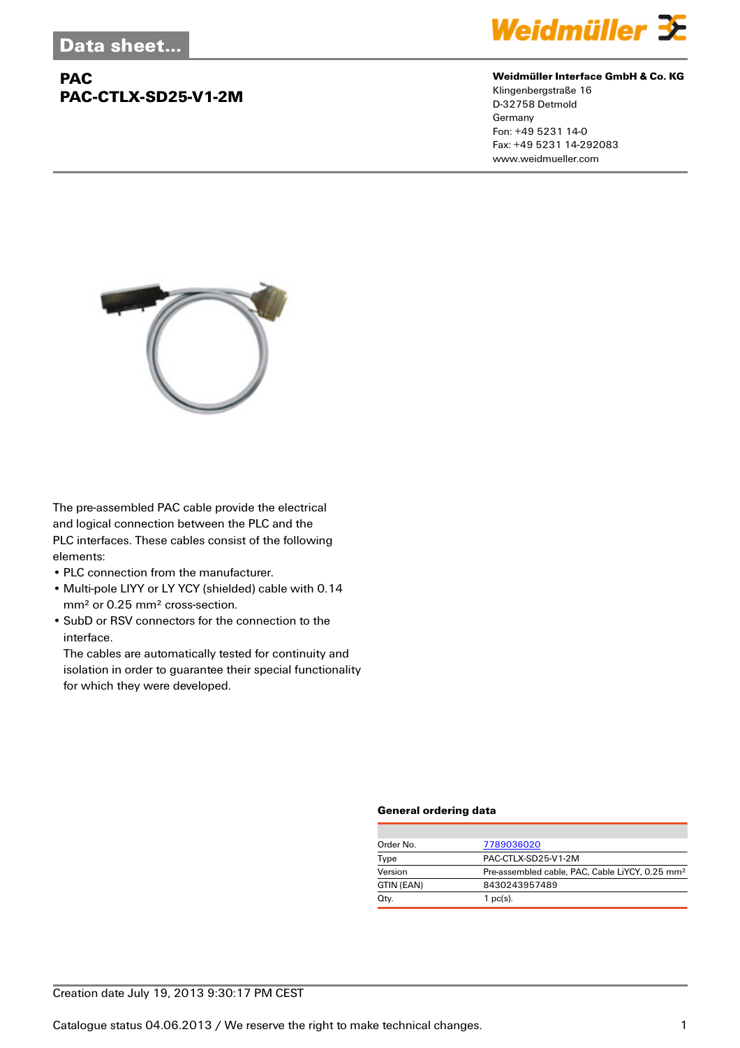Data sheet...

# PAC
# PAC-CTLX-SD25-V1-2M

**Weidmüller Interface GmbH & Co. KG**
Klingenbergstraße 16
D-32758 Detmold
Germany
Fon: +49 5231 14-0
Fax: +49 5231 14-292083
www.weidmueller.com

The pre-assembled PAC cable provide the electrical and logical connection between the PLC and the PLC interfaces. These cables consist of the following elements:

- PLC connection from the manufacturer.
- Multi-pole LIYY or LY YCY (shielded) cable with 0.14 mm² or 0.25 mm² cross-section.
- SubD or RSV connectors for the connection to the interface.
  The cables are automatically tested for continuity and isolation in order to guarantee their special functionality for which they were developed.

### General ordering data

| | |
|---|---|
| Order No. | 7789036020 |
| Type | PAC-CTLX-SD25-V1-2M |
| Version | Pre-assembled cable, PAC, Cable LiYCY, 0.25 mm² |
| GTIN (EAN) | 8430243957489 |
| Qty. | 1 pc(s). |

Creation date July 19, 2013 9:30:17 PM CEST

Catalogue status 04.06.2013 / We reserve the right to make technical changes.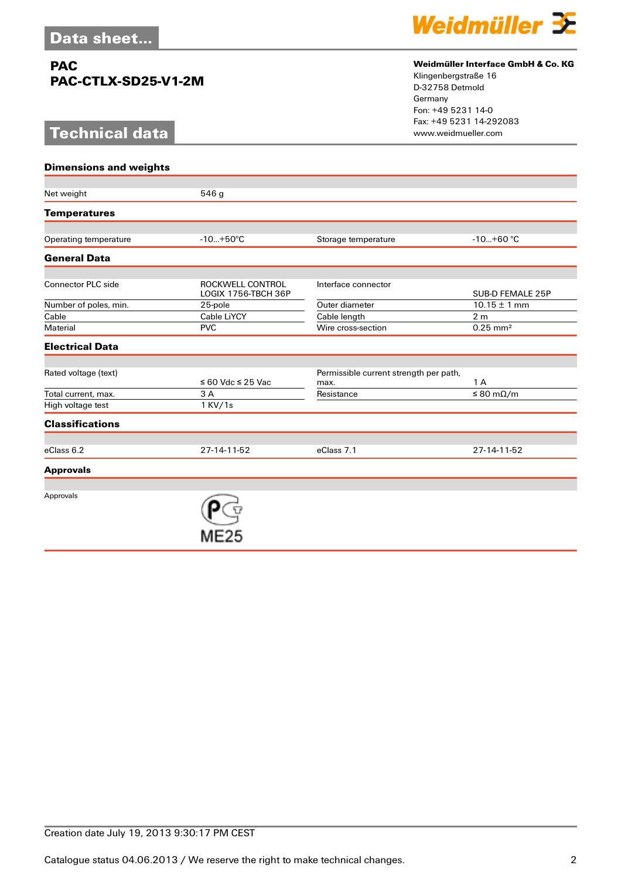Data sheet...

**PAC**
**PAC-CTLX-SD25-V1-2M**

**Weidmüller Interface GmbH & Co. KG**
Klingenbergstraße 16
D-32758 Detmold
Germany
Fon: +49 5231 14-0
Fax: +49 5231 14-292083
www.weidmueller.com

## Technical data

### Dimensions and weights

| | | | |
|---|---|---|---|
| Net weight | 546 g | | |

### Temperatures

| | | | |
|---|---|---|---|
| Operating temperature | -10...+50°C | Storage temperature | -10...+60 °C |

### General Data

| | | | |
|---|---|---|---|
| Connector PLC side | ROCKWELL CONTROL LOGIX 1756-TBCH 36P | Interface connector | SUB-D FEMALE 25P |
| Number of poles, min. | 25-pole | Outer diameter | 10.15 ± 1 mm |
| Cable | Cable LiYCY | Cable length | 2 m |
| Material | PVC | Wire cross-section | 0.25 mm² |

### Electrical Data

| | | | |
|---|---|---|---|
| Rated voltage (text) | ≤ 60 Vdc ≤ 25 Vac | Permissible current strength per path, max. | 1 A |
| Total current, max. | 3 A | Resistance | ≤ 80 mΩ/m |
| High voltage test | 1 KV/1s | | |

### Classifications

| | | | |
|---|---|---|---|
| eClass 6.2 | 27-14-11-52 | eClass 7.1 | 27-14-11-52 |

### Approvals

Approvals

ME25

Creation date July 19, 2013 9:30:17 PM CEST

Catalogue status 04.06.2013 / We reserve the right to make technical changes.